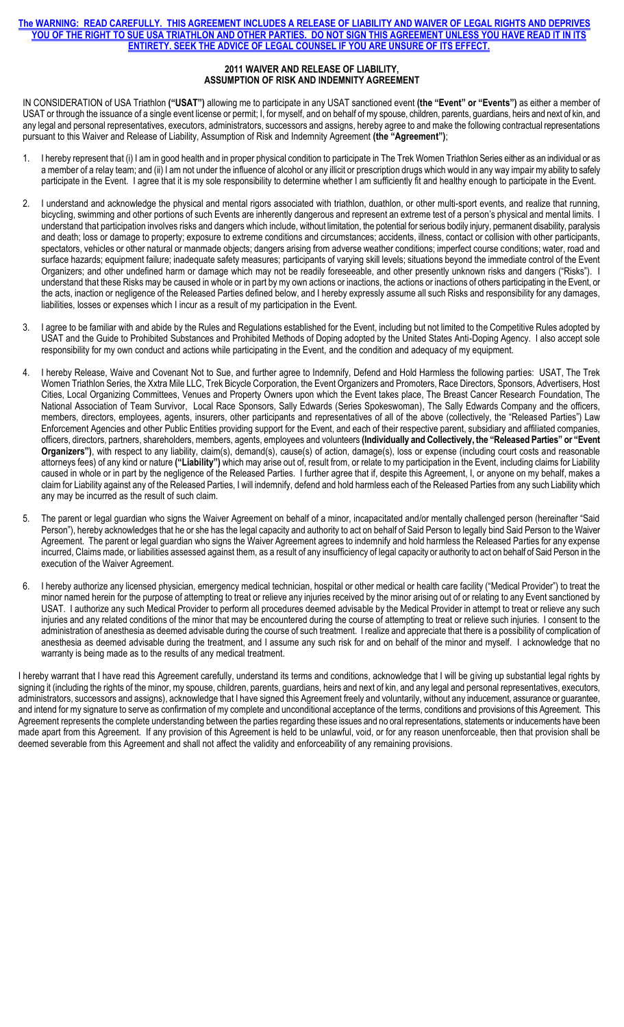**The WARNING: READ CAREFULLY. THIS AGREEMENT INCLUDES A RELEASE OF LIABILITY AND WAIVER OF LEGAL RIGHTS AND DEPRIVES YOU OF THE RIGHT TO SUE USA TRIATHLON AND OTHER PARTIES. DO NOT SIGN THIS AGREEMENT UNLESS YOU HAVE READ IT IN ITS ENTIRETY. SEEK THE ADVICE OF LEGAL COUNSEL IF YOU ARE UNSURE OF ITS EFFECT.**

# 2011 WAIVER AND RELEASE OF LIABILITY, ASSUMPTION OF RISK AND INDEMNITY AGREEMENT

IN CONSIDERATION of USA Triathlon **("USAT")** allowing me to participate in any USAT sanctioned event **(the "Event" or "Events")** as either a member of USAT or through the issuance of a single event license or permit; I, for myself, and on behalf of my spouse, children, parents, guardians, heirs and next of kin, and any legal and personal representatives, executors, administrators, successors and assigns, hereby agree to and make the following contractual representations pursuant to this Waiver and Release of Liability, Assumption of Risk and Indemnity Agreement **(the "Agreement")**;

1. I hereby represent that (i) I am in good health and in proper physical condition to participate in The Trek Women Triathlon Series either as an individual or as a member of a relay team; and (ii) I am not under the influence of alcohol or any illicit or prescription drugs which would in any way impair my ability to safely participate in the Event. I agree that it is my sole responsibility to determine whether I am sufficiently fit and healthy enough to participate in the Event.

2. I understand and acknowledge the physical and mental rigors associated with triathlon, duathlon, or other multi-sport events, and realize that running, bicycling, swimming and other portions of such Events are inherently dangerous and represent an extreme test of a person's physical and mental limits. I understand that participation involves risks and dangers which include, without limitation, the potential for serious bodily injury, permanent disability, paralysis and death; loss or damage to property; exposure to extreme conditions and circumstances; accidents, illness, contact or collision with other participants, spectators, vehicles or other natural or manmade objects; dangers arising from adverse weather conditions; imperfect course conditions; water, road and surface hazards; equipment failure; inadequate safety measures; participants of varying skill levels; situations beyond the immediate control of the Event Organizers; and other undefined harm or damage which may not be readily foreseeable, and other presently unknown risks and dangers ("Risks"). I understand that these Risks may be caused in whole or in part by my own actions or inactions, the actions or inactions of others participating in the Event, or the acts, inaction or negligence of the Released Parties defined below, and I hereby expressly assume all such Risks and responsibility for any damages, liabilities, losses or expenses which I incur as a result of my participation in the Event.

3. I agree to be familiar with and abide by the Rules and Regulations established for the Event, including but not limited to the Competitive Rules adopted by USAT and the Guide to Prohibited Substances and Prohibited Methods of Doping adopted by the United States Anti-Doping Agency. I also accept sole responsibility for my own conduct and actions while participating in the Event, and the condition and adequacy of my equipment.

4. I hereby Release, Waive and Covenant Not to Sue, and further agree to Indemnify, Defend and Hold Harmless the following parties: USAT, The Trek Women Triathlon Series, the Xxtra Mile LLC, Trek Bicycle Corporation, the Event Organizers and Promoters, Race Directors, Sponsors, Advertisers, Host Cities, Local Organizing Committees, Venues and Property Owners upon which the Event takes place, The Breast Cancer Research Foundation, The National Association of Team Survivor, Local Race Sponsors, Sally Edwards (Series Spokeswoman), The Sally Edwards Company and the officers, members, directors, employees, agents, insurers, other participants and representatives of all of the above (collectively, the "Released Parties") Law Enforcement Agencies and other Public Entities providing support for the Event, and each of their respective parent, subsidiary and affiliated companies, officers, directors, partners, shareholders, members, agents, employees and volunteers **(Individually and Collectively, the "Released Parties" or "Event Organizers")**, with respect to any liability, claim(s), demand(s), cause(s) of action, damage(s), loss or expense (including court costs and reasonable attorneys fees) of any kind or nature **("Liability")** which may arise out of, result from, or relate to my participation in the Event, including claims for Liability caused in whole or in part by the negligence of the Released Parties. I further agree that if, despite this Agreement, I, or anyone on my behalf, makes a claim for Liability against any of the Released Parties, I will indemnify, defend and hold harmless each of the Released Parties from any such Liability which any may be incurred as the result of such claim.

5. The parent or legal guardian who signs the Waiver Agreement on behalf of a minor, incapacitated and/or mentally challenged person (hereinafter "Said Person"), hereby acknowledges that he or she has the legal capacity and authority to act on behalf of Said Person to legally bind Said Person to the Waiver Agreement. The parent or legal guardian who signs the Waiver Agreement agrees to indemnify and hold harmless the Released Parties for any expense incurred, Claims made, or liabilities assessed against them, as a result of any insufficiency of legal capacity or authority to act on behalf of Said Person in the execution of the Waiver Agreement.

6. I hereby authorize any licensed physician, emergency medical technician, hospital or other medical or health care facility ("Medical Provider") to treat the minor named herein for the purpose of attempting to treat or relieve any injuries received by the minor arising out of or relating to any Event sanctioned by USAT. I authorize any such Medical Provider to perform all procedures deemed advisable by the Medical Provider in attempt to treat or relieve any such injuries and any related conditions of the minor that may be encountered during the course of attempting to treat or relieve such injuries. I consent to the administration of anesthesia as deemed advisable during the course of such treatment. I realize and appreciate that there is a possibility of complication of anesthesia as deemed advisable during the treatment, and I assume any such risk for and on behalf of the minor and myself. I acknowledge that no warranty is being made as to the results of any medical treatment.

I hereby warrant that I have read this Agreement carefully, understand its terms and conditions, acknowledge that I will be giving up substantial legal rights by signing it (including the rights of the minor, my spouse, children, parents, guardians, heirs and next of kin, and any legal and personal representatives, executors, administrators, successors and assigns), acknowledge that I have signed this Agreement freely and voluntarily, without any inducement, assurance or guarantee, and intend for my signature to serve as confirmation of my complete and unconditional acceptance of the terms, conditions and provisions of this Agreement. This Agreement represents the complete understanding between the parties regarding these issues and no oral representations, statements or inducements have been made apart from this Agreement. If any provision of this Agreement is held to be unlawful, void, or for any reason unenforceable, then that provision shall be deemed severable from this Agreement and shall not affect the validity and enforceability of any remaining provisions.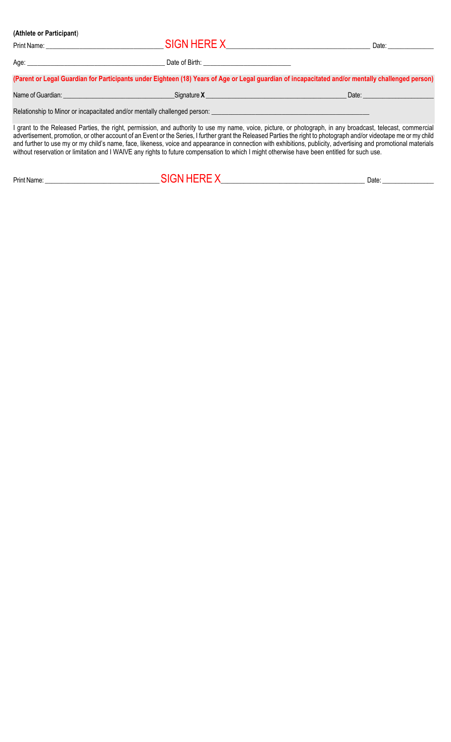**(Athlete or Participant**)

Print Name: ______________________________ SIGN HERE X____________________________________ Date: ____________

Age: ______________________________________ Date of Birth: ________________________

**(Parent or Legal Guardian for Participants under Eighteen (18) Years of Age or Legal guardian of incapacitated and/or mentally challenged person)**

Name of Guardian: ______________________________ Signature **X** ______________________________________ Date: ___________________

Relationship to Minor or incapacitated and/or mentally challenged person: ____________________________________________

I grant to the Released Parties, the right, permission, and authority to use my name, voice, picture, or photograph, in any broadcast, telecast, commercial advertisement, promotion, or other account of an Event or the Series, I further grant the Released Parties the right to photograph and/or videotape me or my child and further to use my or my child's name, face, likeness, voice and appearance in connection with exhibitions, publicity, advertising and promotional materials without reservation or limitation and I WAIVE any rights to future compensation to which I might otherwise have been entitled for such use.

Print Name: ____________________________ SIGN HERE X__________________________________ Date: ______________